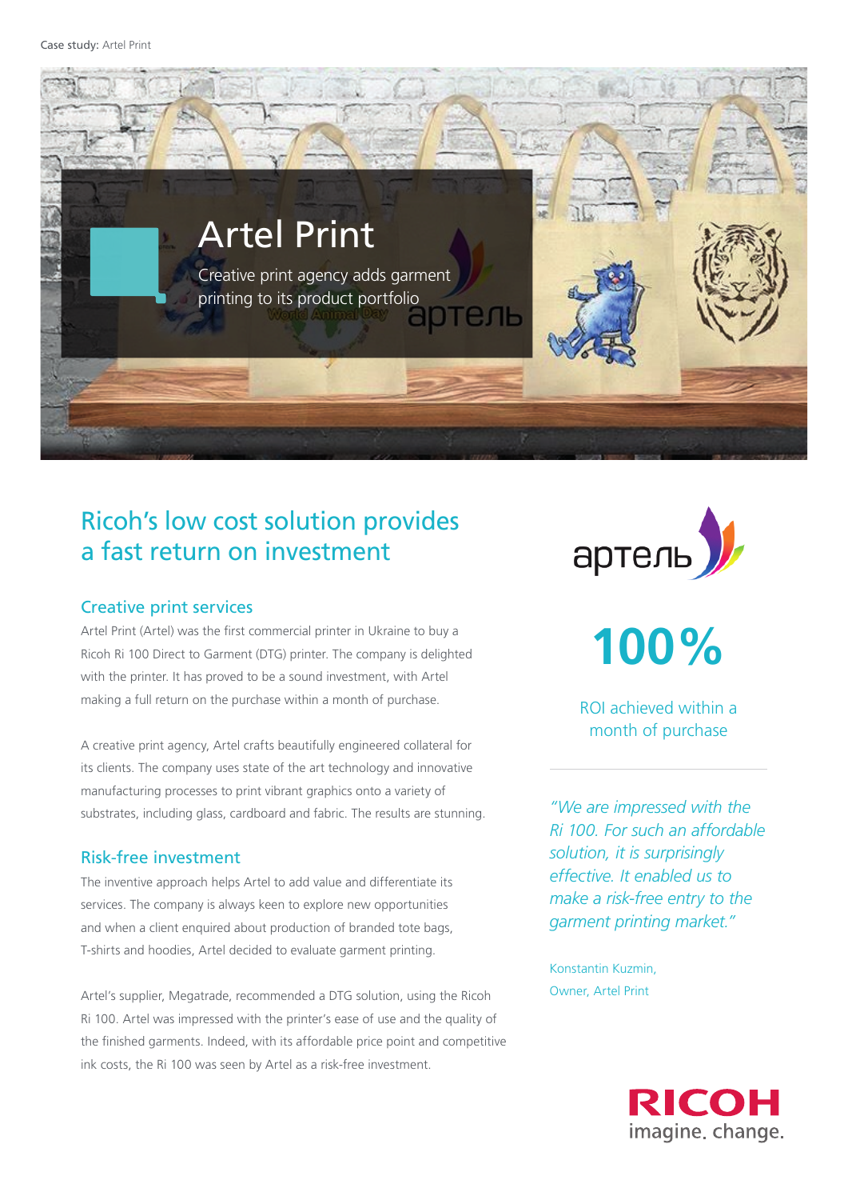# Artel Print

Creative print agency adds garment printing to its product portfolio

## Ricoh's low cost solution provides a fast return on investment

### Creative print services

Artel Print (Artel) was the first commercial printer in Ukraine to buy a Ricoh Ri 100 Direct to Garment (DTG) printer. The company is delighted with the printer. It has proved to be a sound investment, with Artel making a full return on the purchase within a month of purchase.

A creative print agency, Artel crafts beautifully engineered collateral for its clients. The company uses state of the art technology and innovative manufacturing processes to print vibrant graphics onto a variety of substrates, including glass, cardboard and fabric. The results are stunning.

### Risk-free investment

The inventive approach helps Artel to add value and differentiate its services. The company is always keen to explore new opportunities and when a client enquired about production of branded tote bags, T-shirts and hoodies, Artel decided to evaluate garment printing.

Artel's supplier, Megatrade, recommended a DTG solution, using the Ricoh Ri 100. Artel was impressed with the printer's ease of use and the quality of the finished garments. Indeed, with its affordable price point and competitive ink costs, the Ri 100 was seen by Artel as a risk-free investment.

**100%**

ROI achieved within a month of purchase

*"We are impressed with the Ri 100. For such an affordable solution, it is surprisingly effective. It enabled us to make a risk-free entry to the garment printing market."*

Konstantin Kuzmin,
Owner, Artel Print

RICOH
imagine. change.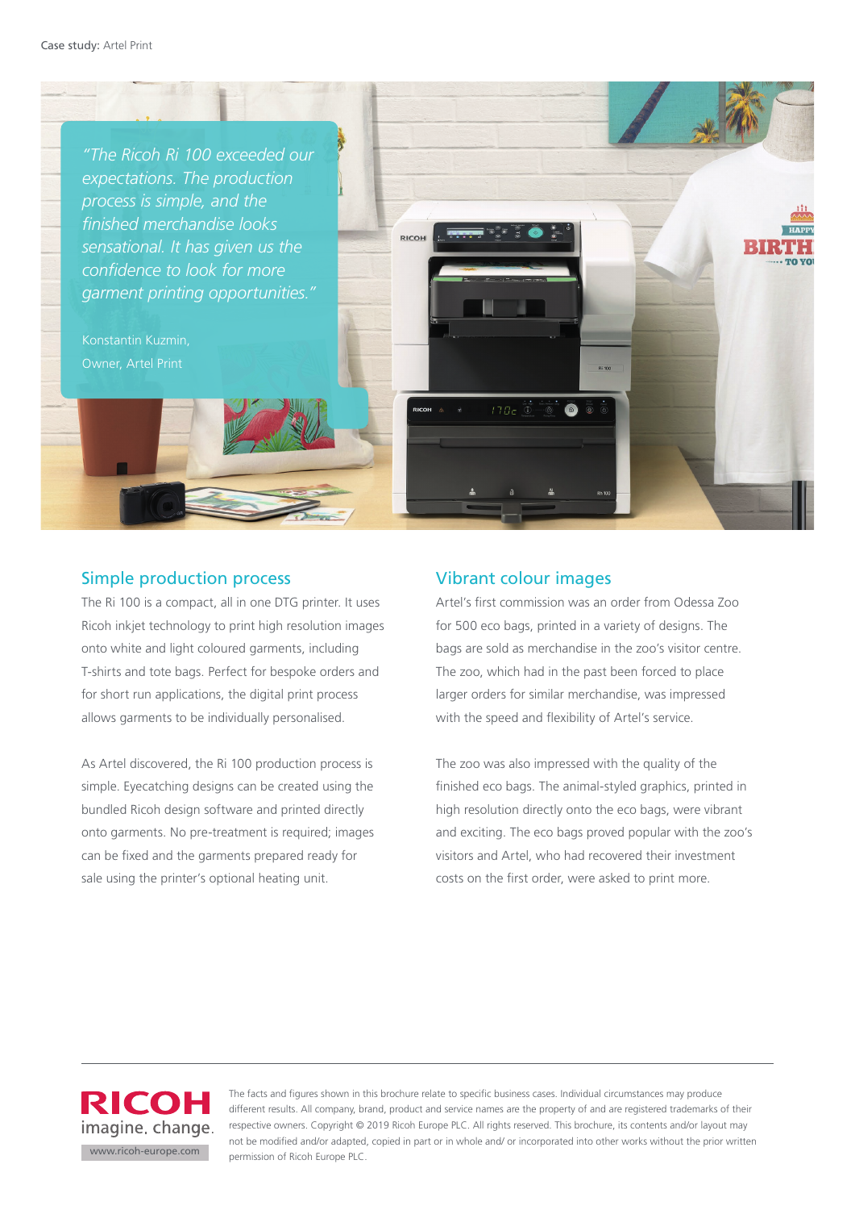> *"The Ricoh Ri 100 exceeded our expectations. The production process is simple, and the finished merchandise looks sensational. It has given us the confidence to look for more garment printing opportunities."*
>
> Konstantin Kuzmin,
> Owner, Artel Print

## Simple production process

The Ri 100 is a compact, all in one DTG printer. It uses Ricoh inkjet technology to print high resolution images onto white and light coloured garments, including T-shirts and tote bags. Perfect for bespoke orders and for short run applications, the digital print process allows garments to be individually personalised.

As Artel discovered, the Ri 100 production process is simple. Eyecatching designs can be created using the bundled Ricoh design software and printed directly onto garments. No pre-treatment is required; images can be fixed and the garments prepared ready for sale using the printer's optional heating unit.

## Vibrant colour images

Artel's first commission was an order from Odessa Zoo for 500 eco bags, printed in a variety of designs. The bags are sold as merchandise in the zoo's visitor centre. The zoo, which had in the past been forced to place larger orders for similar merchandise, was impressed with the speed and flexibility of Artel's service.

The zoo was also impressed with the quality of the finished eco bags. The animal-styled graphics, printed in high resolution directly onto the eco bags, were vibrant and exciting. The eco bags proved popular with the zoo's visitors and Artel, who had recovered their investment costs on the first order, were asked to print more.

---

**RICOH** imagine. change.

www.ricoh-europe.com

The facts and figures shown in this brochure relate to specific business cases. Individual circumstances may produce different results. All company, brand, product and service names are the property of and are registered trademarks of their respective owners. Copyright © 2019 Ricoh Europe PLC. All rights reserved. This brochure, its contents and/or layout may not be modified and/or adapted, copied in part or in whole and/ or incorporated into other works without the prior written permission of Ricoh Europe PLC.